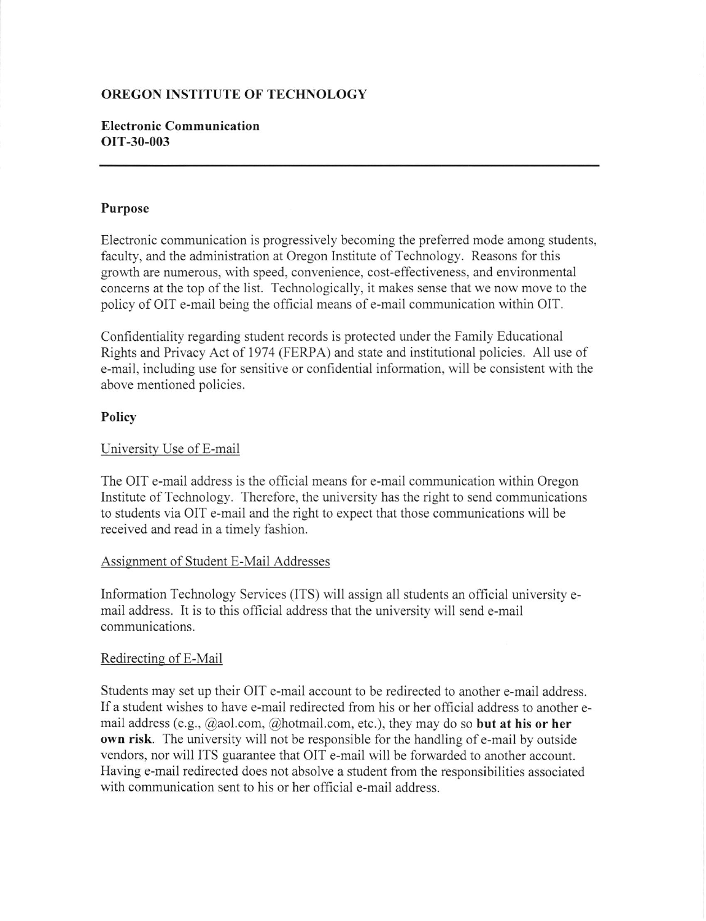**OREGON INSTITUTE OF TECHNOLOGY**

**Electronic Communication**
**OIT-30-003**

---

## Purpose

Electronic communication is progressively becoming the preferred mode among students, faculty, and the administration at Oregon Institute of Technology. Reasons for this growth are numerous, with speed, convenience, cost-effectiveness, and environmental concerns at the top of the list. Technologically, it makes sense that we now move to the policy of OIT e-mail being the official means of e-mail communication within OIT.

Confidentiality regarding student records is protected under the Family Educational Rights and Privacy Act of 1974 (FERPA) and state and institutional policies. All use of e-mail, including use for sensitive or confidential information, will be consistent with the above mentioned policies.

## Policy

### University Use of E-mail

The OIT e-mail address is the official means for e-mail communication within Oregon Institute of Technology. Therefore, the university has the right to send communications to students via OIT e-mail and the right to expect that those communications will be received and read in a timely fashion.

### Assignment of Student E-Mail Addresses

Information Technology Services (ITS) will assign all students an official university e-mail address. It is to this official address that the university will send e-mail communications.

### Redirecting of E-Mail

Students may set up their OIT e-mail account to be redirected to another e-mail address. If a student wishes to have e-mail redirected from his or her official address to another e-mail address (e.g., @aol.com, @hotmail.com, etc.), they may do so **but at his or her own risk**. The university will not be responsible for the handling of e-mail by outside vendors, nor will ITS guarantee that OIT e-mail will be forwarded to another account. Having e-mail redirected does not absolve a student from the responsibilities associated with communication sent to his or her official e-mail address.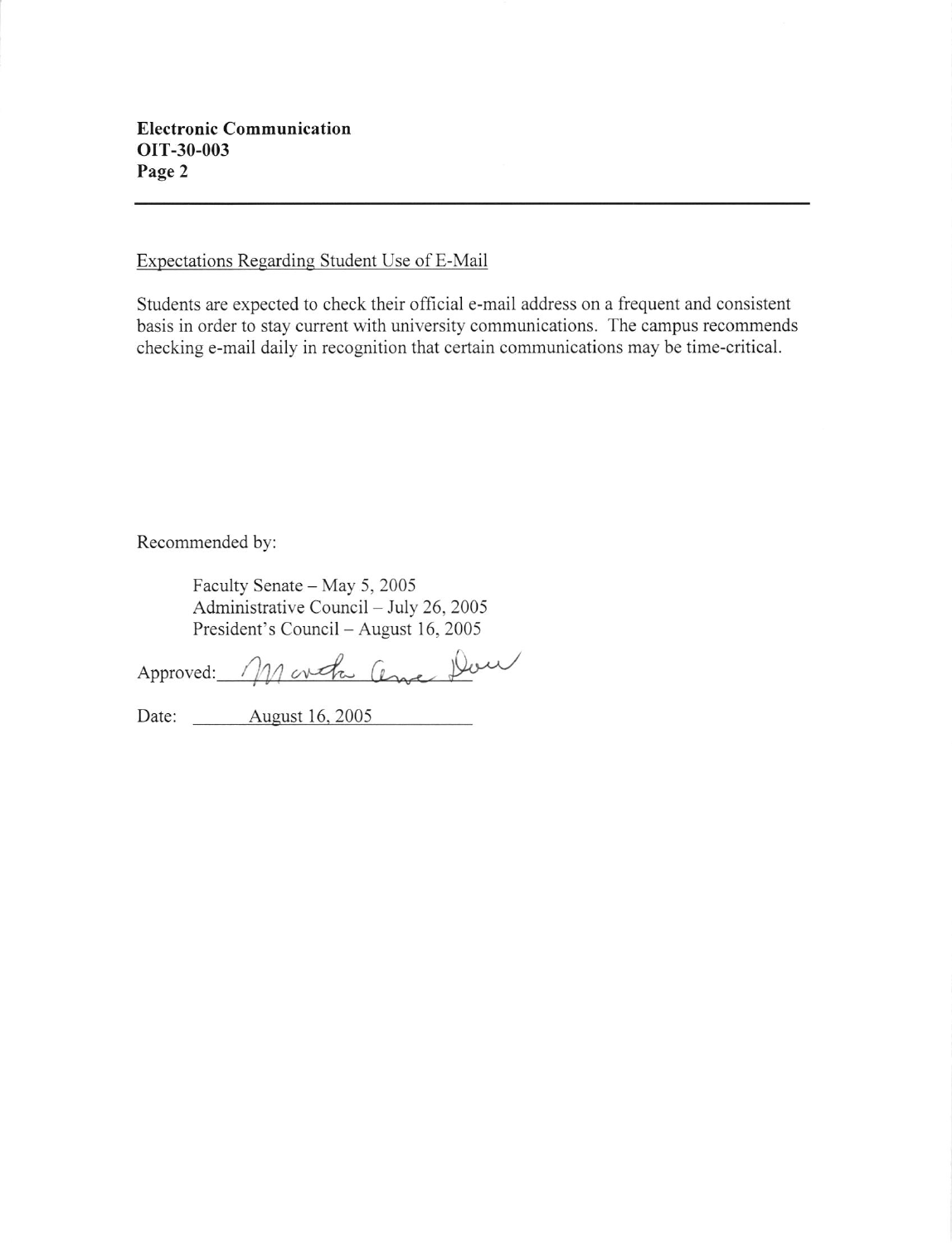Expectations Regarding Student Use of E-Mail

Students are expected to check their official e-mail address on a frequent and consistent basis in order to stay current with university communications. The campus recommends checking e-mail daily in recognition that certain communications may be time-critical.

Recommended by:

Faculty Senate – May 5, 2005
Administrative Council – July 26, 2005
President's Council – August 16, 2005

Approved: Martha Anne Dow

Date: August 16, 2005